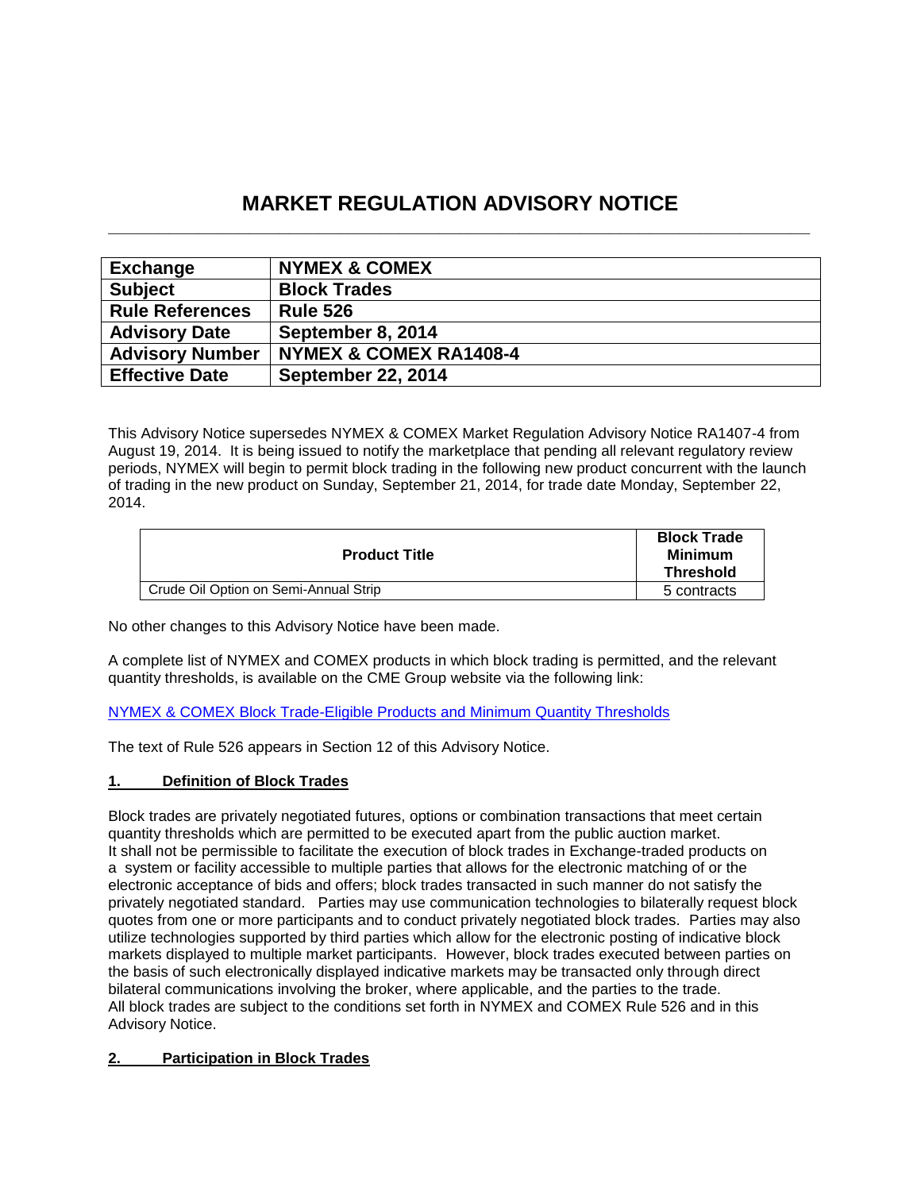# MARKET REGULATION ADVISORY NOTICE

| Exchange | NYMEX & COMEX |
|---|---|
| Subject | Block Trades |
| Rule References | Rule 526 |
| Advisory Date | September 8, 2014 |
| Advisory Number | NYMEX & COMEX RA1408-4 |
| Effective Date | September 22, 2014 |

This Advisory Notice supersedes NYMEX & COMEX Market Regulation Advisory Notice RA1407-4 from August 19, 2014. It is being issued to notify the marketplace that pending all relevant regulatory review periods, NYMEX will begin to permit block trading in the following new product concurrent with the launch of trading in the new product on Sunday, September 21, 2014, for trade date Monday, September 22, 2014.

| Product Title | Block Trade Minimum Threshold |
|---|---|
| Crude Oil Option on Semi-Annual Strip | 5 contracts |

No other changes to this Advisory Notice have been made.

A complete list of NYMEX and COMEX products in which block trading is permitted, and the relevant quantity thresholds, is available on the CME Group website via the following link:

NYMEX & COMEX Block Trade-Eligible Products and Minimum Quantity Thresholds

The text of Rule 526 appears in Section 12 of this Advisory Notice.

## 1. Definition of Block Trades

Block trades are privately negotiated futures, options or combination transactions that meet certain quantity thresholds which are permitted to be executed apart from the public auction market. It shall not be permissible to facilitate the execution of block trades in Exchange-traded products on a system or facility accessible to multiple parties that allows for the electronic matching of or the electronic acceptance of bids and offers; block trades transacted in such manner do not satisfy the privately negotiated standard. Parties may use communication technologies to bilaterally request block quotes from one or more participants and to conduct privately negotiated block trades. Parties may also utilize technologies supported by third parties which allow for the electronic posting of indicative block markets displayed to multiple market participants. However, block trades executed between parties on the basis of such electronically displayed indicative markets may be transacted only through direct bilateral communications involving the broker, where applicable, and the parties to the trade. All block trades are subject to the conditions set forth in NYMEX and COMEX Rule 526 and in this Advisory Notice.

## 2. Participation in Block Trades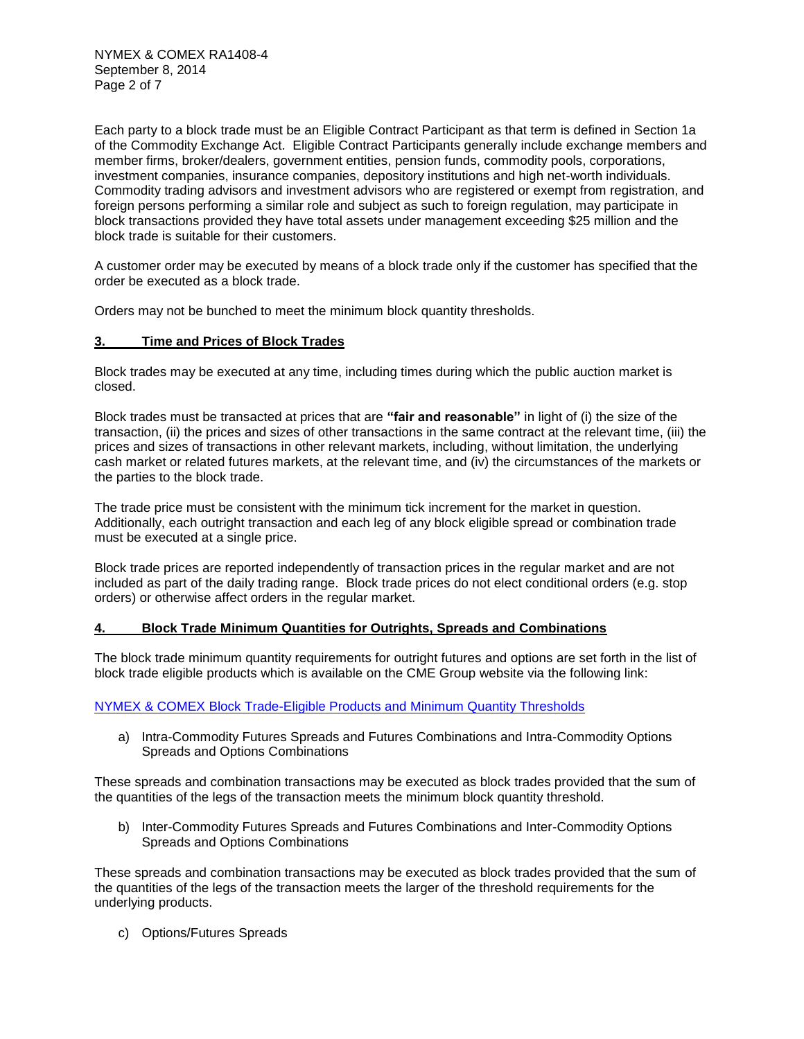Each party to a block trade must be an Eligible Contract Participant as that term is defined in Section 1a of the Commodity Exchange Act. Eligible Contract Participants generally include exchange members and member firms, broker/dealers, government entities, pension funds, commodity pools, corporations, investment companies, insurance companies, depository institutions and high net-worth individuals. Commodity trading advisors and investment advisors who are registered or exempt from registration, and foreign persons performing a similar role and subject as such to foreign regulation, may participate in block transactions provided they have total assets under management exceeding $25 million and the block trade is suitable for their customers.

A customer order may be executed by means of a block trade only if the customer has specified that the order be executed as a block trade.

Orders may not be bunched to meet the minimum block quantity thresholds.

## 3. Time and Prices of Block Trades

Block trades may be executed at any time, including times during which the public auction market is closed.

Block trades must be transacted at prices that are **"fair and reasonable"** in light of (i) the size of the transaction, (ii) the prices and sizes of other transactions in the same contract at the relevant time, (iii) the prices and sizes of transactions in other relevant markets, including, without limitation, the underlying cash market or related futures markets, at the relevant time, and (iv) the circumstances of the markets or the parties to the block trade.

The trade price must be consistent with the minimum tick increment for the market in question. Additionally, each outright transaction and each leg of any block eligible spread or combination trade must be executed at a single price.

Block trade prices are reported independently of transaction prices in the regular market and are not included as part of the daily trading range. Block trade prices do not elect conditional orders (e.g. stop orders) or otherwise affect orders in the regular market.

## 4. Block Trade Minimum Quantities for Outrights, Spreads and Combinations

The block trade minimum quantity requirements for outright futures and options are set forth in the list of block trade eligible products which is available on the CME Group website via the following link:

NYMEX & COMEX Block Trade-Eligible Products and Minimum Quantity Thresholds

a) Intra-Commodity Futures Spreads and Futures Combinations and Intra-Commodity Options Spreads and Options Combinations

These spreads and combination transactions may be executed as block trades provided that the sum of the quantities of the legs of the transaction meets the minimum block quantity threshold.

b) Inter-Commodity Futures Spreads and Futures Combinations and Inter-Commodity Options Spreads and Options Combinations

These spreads and combination transactions may be executed as block trades provided that the sum of the quantities of the legs of the transaction meets the larger of the threshold requirements for the underlying products.

c) Options/Futures Spreads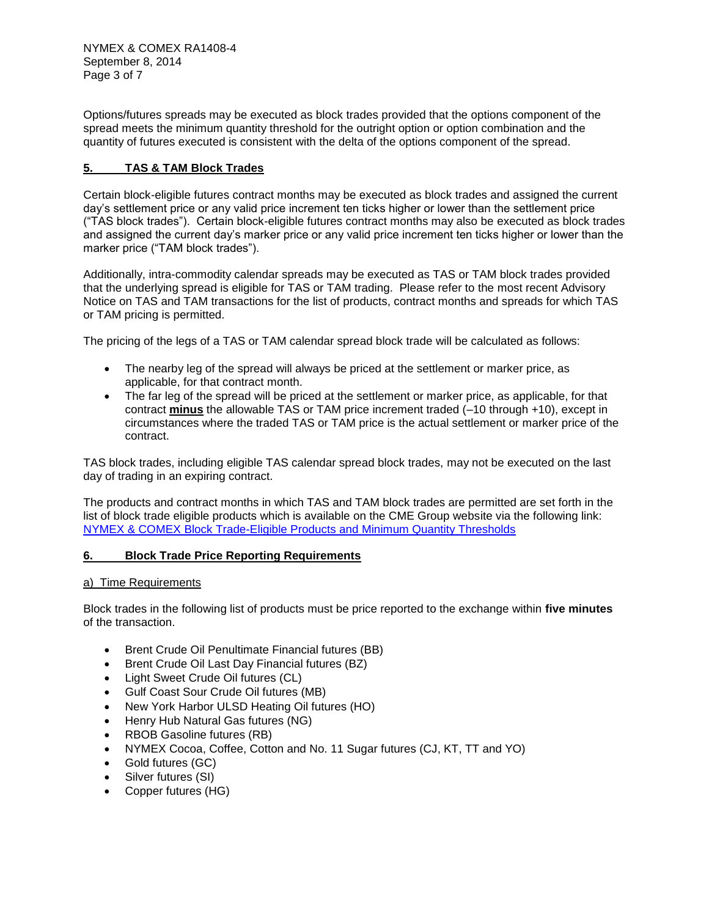Options/futures spreads may be executed as block trades provided that the options component of the spread meets the minimum quantity threshold for the outright option or option combination and the quantity of futures executed is consistent with the delta of the options component of the spread.

## 5. TAS & TAM Block Trades

Certain block-eligible futures contract months may be executed as block trades and assigned the current day's settlement price or any valid price increment ten ticks higher or lower than the settlement price ("TAS block trades"). Certain block-eligible futures contract months may also be executed as block trades and assigned the current day's marker price or any valid price increment ten ticks higher or lower than the marker price ("TAM block trades").

Additionally, intra-commodity calendar spreads may be executed as TAS or TAM block trades provided that the underlying spread is eligible for TAS or TAM trading. Please refer to the most recent Advisory Notice on TAS and TAM transactions for the list of products, contract months and spreads for which TAS or TAM pricing is permitted.

The pricing of the legs of a TAS or TAM calendar spread block trade will be calculated as follows:

- The nearby leg of the spread will always be priced at the settlement or marker price, as applicable, for that contract month.
- The far leg of the spread will be priced at the settlement or marker price, as applicable, for that contract **minus** the allowable TAS or TAM price increment traded (–10 through +10), except in circumstances where the traded TAS or TAM price is the actual settlement or marker price of the contract.

TAS block trades, including eligible TAS calendar spread block trades, may not be executed on the last day of trading in an expiring contract.

The products and contract months in which TAS and TAM block trades are permitted are set forth in the list of block trade eligible products which is available on the CME Group website via the following link: NYMEX & COMEX Block Trade-Eligible Products and Minimum Quantity Thresholds

## 6. Block Trade Price Reporting Requirements

a) Time Requirements

Block trades in the following list of products must be price reported to the exchange within **five minutes** of the transaction.

- Brent Crude Oil Penultimate Financial futures (BB)
- Brent Crude Oil Last Day Financial futures (BZ)
- Light Sweet Crude Oil futures (CL)
- Gulf Coast Sour Crude Oil futures (MB)
- New York Harbor ULSD Heating Oil futures (HO)
- Henry Hub Natural Gas futures (NG)
- RBOB Gasoline futures (RB)
- NYMEX Cocoa, Coffee, Cotton and No. 11 Sugar futures (CJ, KT, TT and YO)
- Gold futures (GC)
- Silver futures (SI)
- Copper futures (HG)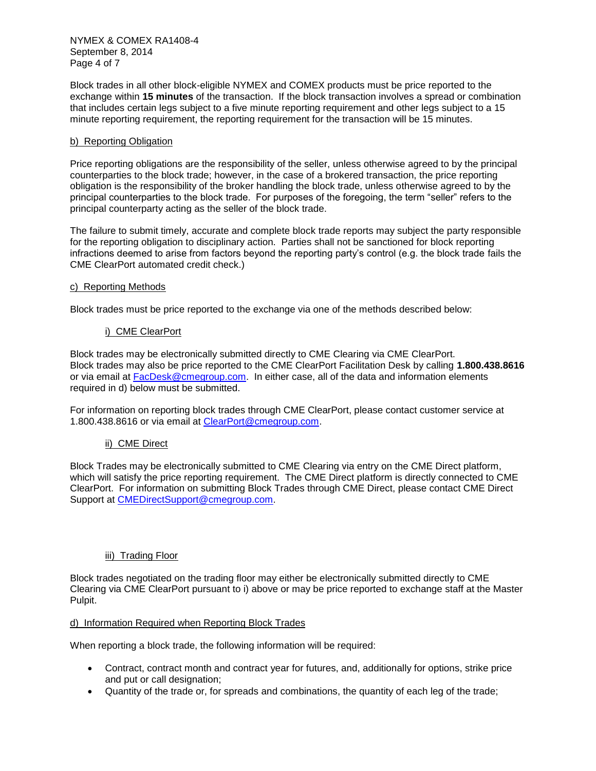Block trades in all other block-eligible NYMEX and COMEX products must be price reported to the exchange within **15 minutes** of the transaction. If the block transaction involves a spread or combination that includes certain legs subject to a five minute reporting requirement and other legs subject to a 15 minute reporting requirement, the reporting requirement for the transaction will be 15 minutes.

b) Reporting Obligation

Price reporting obligations are the responsibility of the seller, unless otherwise agreed to by the principal counterparties to the block trade; however, in the case of a brokered transaction, the price reporting obligation is the responsibility of the broker handling the block trade, unless otherwise agreed to by the principal counterparties to the block trade. For purposes of the foregoing, the term "seller" refers to the principal counterparty acting as the seller of the block trade.

The failure to submit timely, accurate and complete block trade reports may subject the party responsible for the reporting obligation to disciplinary action. Parties shall not be sanctioned for block reporting infractions deemed to arise from factors beyond the reporting party's control (e.g. the block trade fails the CME ClearPort automated credit check.)

c) Reporting Methods

Block trades must be price reported to the exchange via one of the methods described below:

i) CME ClearPort

Block trades may be electronically submitted directly to CME Clearing via CME ClearPort. Block trades may also be price reported to the CME ClearPort Facilitation Desk by calling **1.800.438.8616** or via email at FacDesk@cmegroup.com. In either case, all of the data and information elements required in d) below must be submitted.

For information on reporting block trades through CME ClearPort, please contact customer service at 1.800.438.8616 or via email at ClearPort@cmegroup.com.

ii) CME Direct

Block Trades may be electronically submitted to CME Clearing via entry on the CME Direct platform, which will satisfy the price reporting requirement. The CME Direct platform is directly connected to CME ClearPort. For information on submitting Block Trades through CME Direct, please contact CME Direct Support at CMEDirectSupport@cmegroup.com.

iii) Trading Floor

Block trades negotiated on the trading floor may either be electronically submitted directly to CME Clearing via CME ClearPort pursuant to i) above or may be price reported to exchange staff at the Master Pulpit.

d) Information Required when Reporting Block Trades

When reporting a block trade, the following information will be required:

- Contract, contract month and contract year for futures, and, additionally for options, strike price and put or call designation;
- Quantity of the trade or, for spreads and combinations, the quantity of each leg of the trade;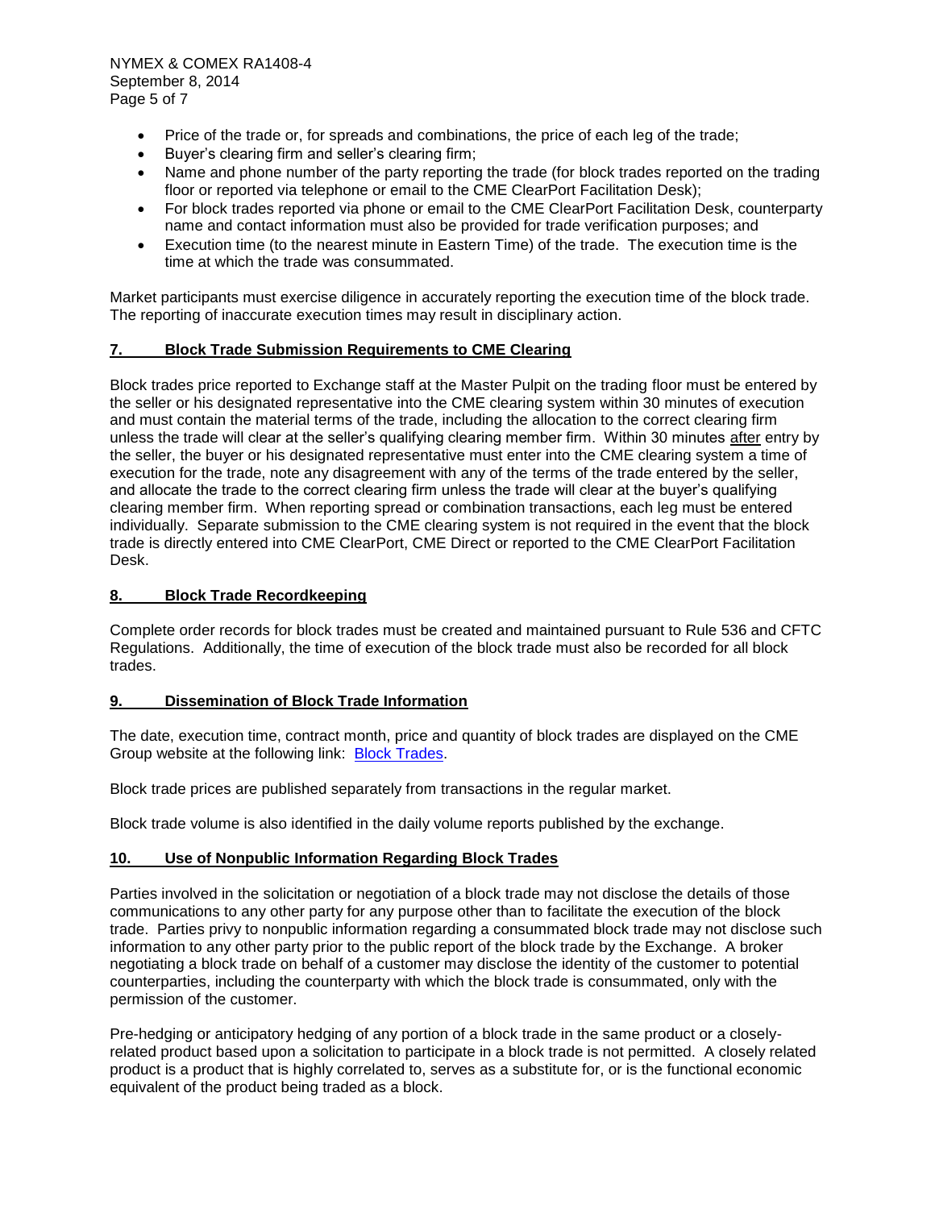- Price of the trade or, for spreads and combinations, the price of each leg of the trade;
- Buyer's clearing firm and seller's clearing firm;
- Name and phone number of the party reporting the trade (for block trades reported on the trading floor or reported via telephone or email to the CME ClearPort Facilitation Desk);
- For block trades reported via phone or email to the CME ClearPort Facilitation Desk, counterparty name and contact information must also be provided for trade verification purposes; and
- Execution time (to the nearest minute in Eastern Time) of the trade. The execution time is the time at which the trade was consummated.

Market participants must exercise diligence in accurately reporting the execution time of the block trade. The reporting of inaccurate execution times may result in disciplinary action.

## 7. Block Trade Submission Requirements to CME Clearing

Block trades price reported to Exchange staff at the Master Pulpit on the trading floor must be entered by the seller or his designated representative into the CME clearing system within 30 minutes of execution and must contain the material terms of the trade, including the allocation to the correct clearing firm unless the trade will clear at the seller's qualifying clearing member firm. Within 30 minutes after entry by the seller, the buyer or his designated representative must enter into the CME clearing system a time of execution for the trade, note any disagreement with any of the terms of the trade entered by the seller, and allocate the trade to the correct clearing firm unless the trade will clear at the buyer's qualifying clearing member firm. When reporting spread or combination transactions, each leg must be entered individually. Separate submission to the CME clearing system is not required in the event that the block trade is directly entered into CME ClearPort, CME Direct or reported to the CME ClearPort Facilitation Desk.

## 8. Block Trade Recordkeeping

Complete order records for block trades must be created and maintained pursuant to Rule 536 and CFTC Regulations. Additionally, the time of execution of the block trade must also be recorded for all block trades.

## 9. Dissemination of Block Trade Information

The date, execution time, contract month, price and quantity of block trades are displayed on the CME Group website at the following link: Block Trades.

Block trade prices are published separately from transactions in the regular market.

Block trade volume is also identified in the daily volume reports published by the exchange.

## 10. Use of Nonpublic Information Regarding Block Trades

Parties involved in the solicitation or negotiation of a block trade may not disclose the details of those communications to any other party for any purpose other than to facilitate the execution of the block trade. Parties privy to nonpublic information regarding a consummated block trade may not disclose such information to any other party prior to the public report of the block trade by the Exchange. A broker negotiating a block trade on behalf of a customer may disclose the identity of the customer to potential counterparties, including the counterparty with which the block trade is consummated, only with the permission of the customer.

Pre-hedging or anticipatory hedging of any portion of a block trade in the same product or a closely-related product based upon a solicitation to participate in a block trade is not permitted. A closely related product is a product that is highly correlated to, serves as a substitute for, or is the functional economic equivalent of the product being traded as a block.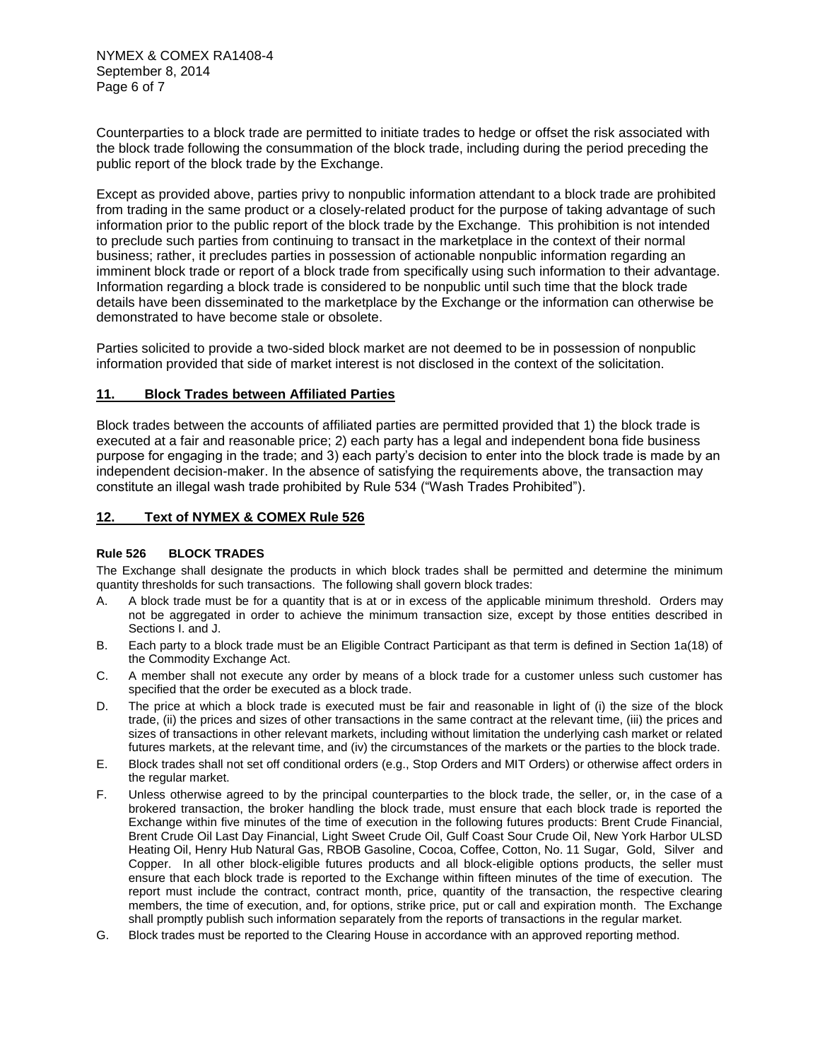Counterparties to a block trade are permitted to initiate trades to hedge or offset the risk associated with the block trade following the consummation of the block trade, including during the period preceding the public report of the block trade by the Exchange.

Except as provided above, parties privy to nonpublic information attendant to a block trade are prohibited from trading in the same product or a closely-related product for the purpose of taking advantage of such information prior to the public report of the block trade by the Exchange. This prohibition is not intended to preclude such parties from continuing to transact in the marketplace in the context of their normal business; rather, it precludes parties in possession of actionable nonpublic information regarding an imminent block trade or report of a block trade from specifically using such information to their advantage. Information regarding a block trade is considered to be nonpublic until such time that the block trade details have been disseminated to the marketplace by the Exchange or the information can otherwise be demonstrated to have become stale or obsolete.

Parties solicited to provide a two-sided block market are not deemed to be in possession of nonpublic information provided that side of market interest is not disclosed in the context of the solicitation.

## 11. Block Trades between Affiliated Parties

Block trades between the accounts of affiliated parties are permitted provided that 1) the block trade is executed at a fair and reasonable price; 2) each party has a legal and independent bona fide business purpose for engaging in the trade; and 3) each party's decision to enter into the block trade is made by an independent decision-maker. In the absence of satisfying the requirements above, the transaction may constitute an illegal wash trade prohibited by Rule 534 ("Wash Trades Prohibited").

## 12. Text of NYMEX & COMEX Rule 526

### Rule 526 BLOCK TRADES

The Exchange shall designate the products in which block trades shall be permitted and determine the minimum quantity thresholds for such transactions. The following shall govern block trades:

A. A block trade must be for a quantity that is at or in excess of the applicable minimum threshold. Orders may not be aggregated in order to achieve the minimum transaction size, except by those entities described in Sections I. and J.

B. Each party to a block trade must be an Eligible Contract Participant as that term is defined in Section 1a(18) of the Commodity Exchange Act.

C. A member shall not execute any order by means of a block trade for a customer unless such customer has specified that the order be executed as a block trade.

D. The price at which a block trade is executed must be fair and reasonable in light of (i) the size of the block trade, (ii) the prices and sizes of other transactions in the same contract at the relevant time, (iii) the prices and sizes of transactions in other relevant markets, including without limitation the underlying cash market or related futures markets, at the relevant time, and (iv) the circumstances of the markets or the parties to the block trade.

E. Block trades shall not set off conditional orders (e.g., Stop Orders and MIT Orders) or otherwise affect orders in the regular market.

F. Unless otherwise agreed to by the principal counterparties to the block trade, the seller, or, in the case of a brokered transaction, the broker handling the block trade, must ensure that each block trade is reported the Exchange within five minutes of the time of execution in the following futures products: Brent Crude Financial, Brent Crude Oil Last Day Financial, Light Sweet Crude Oil, Gulf Coast Sour Crude Oil, New York Harbor ULSD Heating Oil, Henry Hub Natural Gas, RBOB Gasoline, Cocoa, Coffee, Cotton, No. 11 Sugar, Gold, Silver and Copper. In all other block-eligible futures products and all block-eligible options products, the seller must ensure that each block trade is reported to the Exchange within fifteen minutes of the time of execution. The report must include the contract, contract month, price, quantity of the transaction, the respective clearing members, the time of execution, and, for options, strike price, put or call and expiration month. The Exchange shall promptly publish such information separately from the reports of transactions in the regular market.

G. Block trades must be reported to the Clearing House in accordance with an approved reporting method.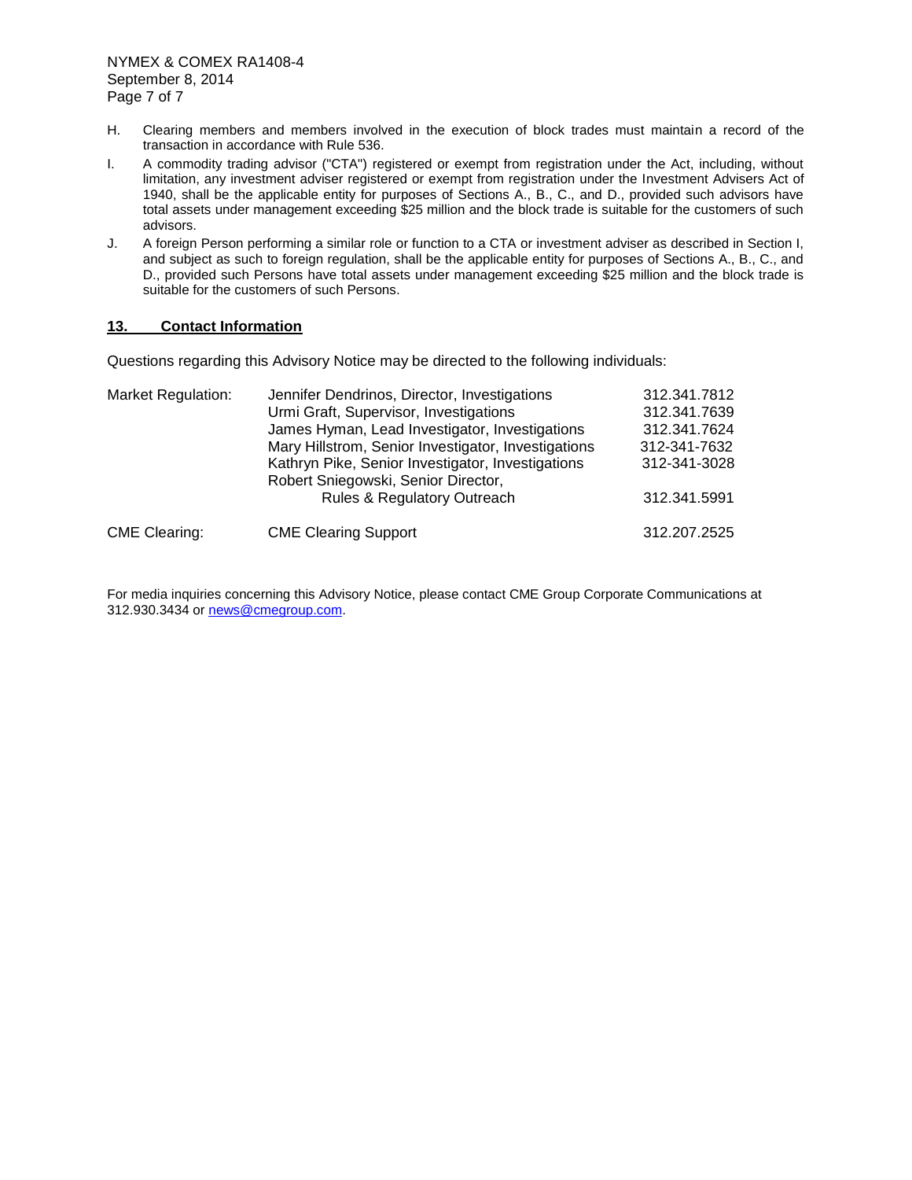H. Clearing members and members involved in the execution of block trades must maintain a record of the transaction in accordance with Rule 536.

I. A commodity trading advisor ("CTA") registered or exempt from registration under the Act, including, without limitation, any investment adviser registered or exempt from registration under the Investment Advisers Act of 1940, shall be the applicable entity for purposes of Sections A., B., C., and D., provided such advisors have total assets under management exceeding $25 million and the block trade is suitable for the customers of such advisors.

J. A foreign Person performing a similar role or function to a CTA or investment adviser as described in Section I, and subject as such to foreign regulation, shall be the applicable entity for purposes of Sections A., B., C., and D., provided such Persons have total assets under management exceeding $25 million and the block trade is suitable for the customers of such Persons.

## 13. Contact Information

Questions regarding this Advisory Notice may be directed to the following individuals:

| | | |
|---|---|---|
| Market Regulation: | Jennifer Dendrinos, Director, Investigations | 312.341.7812 |
| | Urmi Graft, Supervisor, Investigations | 312.341.7639 |
| | James Hyman, Lead Investigator, Investigations | 312.341.7624 |
| | Mary Hillstrom, Senior Investigator, Investigations | 312-341-7632 |
| | Kathryn Pike, Senior Investigator, Investigations | 312-341-3028 |
| | Robert Sniegowski, Senior Director, Rules & Regulatory Outreach | 312.341.5991 |
| CME Clearing: | CME Clearing Support | 312.207.2525 |

For media inquiries concerning this Advisory Notice, please contact CME Group Corporate Communications at 312.930.3434 or news@cmegroup.com.